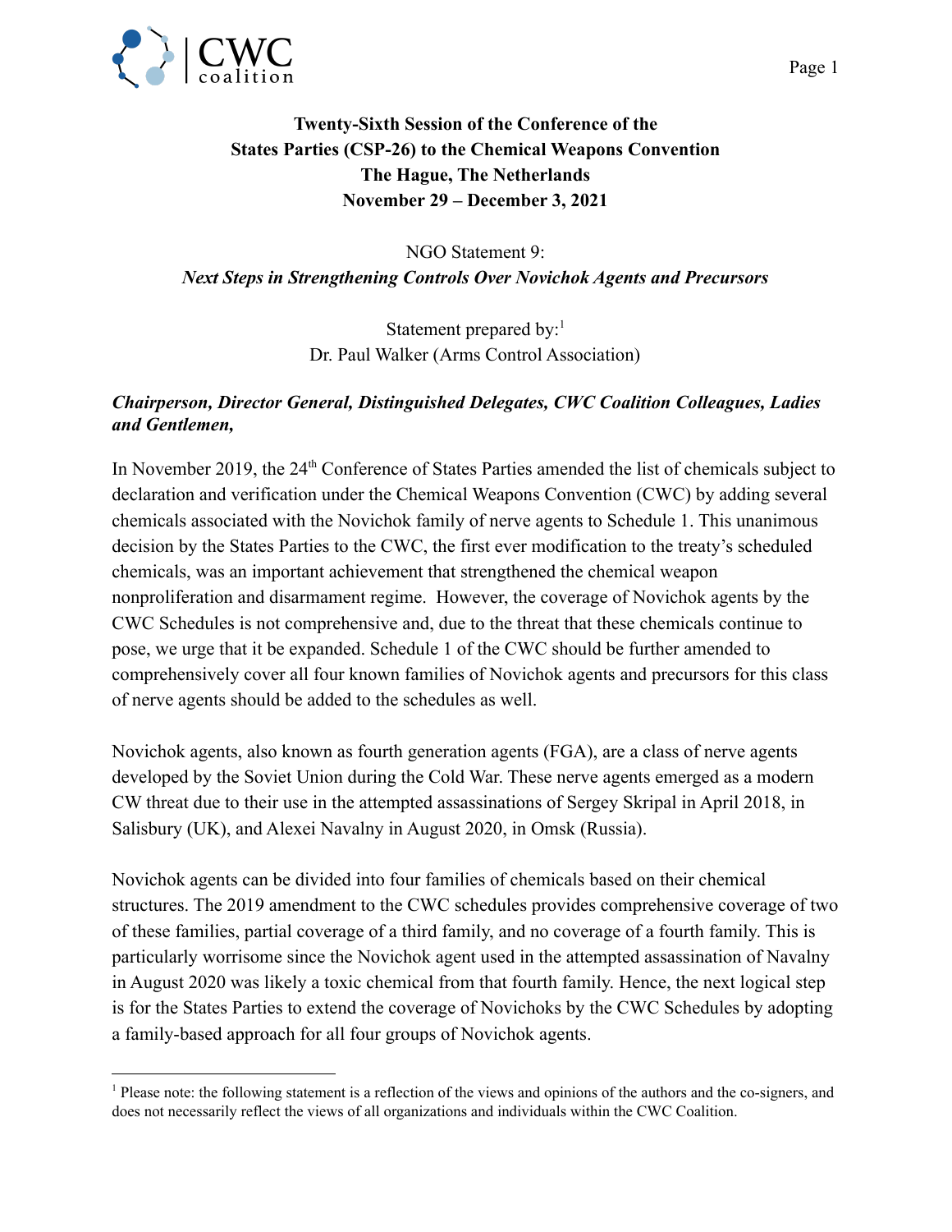**Twenty-Sixth Session of the Conference of the States Parties (CSP-26) to the Chemical Weapons Convention The Hague, The Netherlands November 29 – December 3, 2021**

NGO Statement 9:
***Next Steps in Strengthening Controls Over Novichok Agents and Precursors***

Statement prepared by:[1]
Dr. Paul Walker (Arms Control Association)

***Chairperson, Director General, Distinguished Delegates, CWC Coalition Colleagues, Ladies and Gentlemen,***

In November 2019, the 24th Conference of States Parties amended the list of chemicals subject to declaration and verification under the Chemical Weapons Convention (CWC) by adding several chemicals associated with the Novichok family of nerve agents to Schedule 1. This unanimous decision by the States Parties to the CWC, the first ever modification to the treaty's scheduled chemicals, was an important achievement that strengthened the chemical weapon nonproliferation and disarmament regime. However, the coverage of Novichok agents by the CWC Schedules is not comprehensive and, due to the threat that these chemicals continue to pose, we urge that it be expanded. Schedule 1 of the CWC should be further amended to comprehensively cover all four known families of Novichok agents and precursors for this class of nerve agents should be added to the schedules as well.

Novichok agents, also known as fourth generation agents (FGA), are a class of nerve agents developed by the Soviet Union during the Cold War. These nerve agents emerged as a modern CW threat due to their use in the attempted assassinations of Sergey Skripal in April 2018, in Salisbury (UK), and Alexei Navalny in August 2020, in Omsk (Russia).

Novichok agents can be divided into four families of chemicals based on their chemical structures. The 2019 amendment to the CWC schedules provides comprehensive coverage of two of these families, partial coverage of a third family, and no coverage of a fourth family. This is particularly worrisome since the Novichok agent used in the attempted assassination of Navalny in August 2020 was likely a toxic chemical from that fourth family. Hence, the next logical step is for the States Parties to extend the coverage of Novichoks by the CWC Schedules by adopting a family-based approach for all four groups of Novichok agents.

[1] Please note: the following statement is a reflection of the views and opinions of the authors and the co-signers, and does not necessarily reflect the views of all organizations and individuals within the CWC Coalition.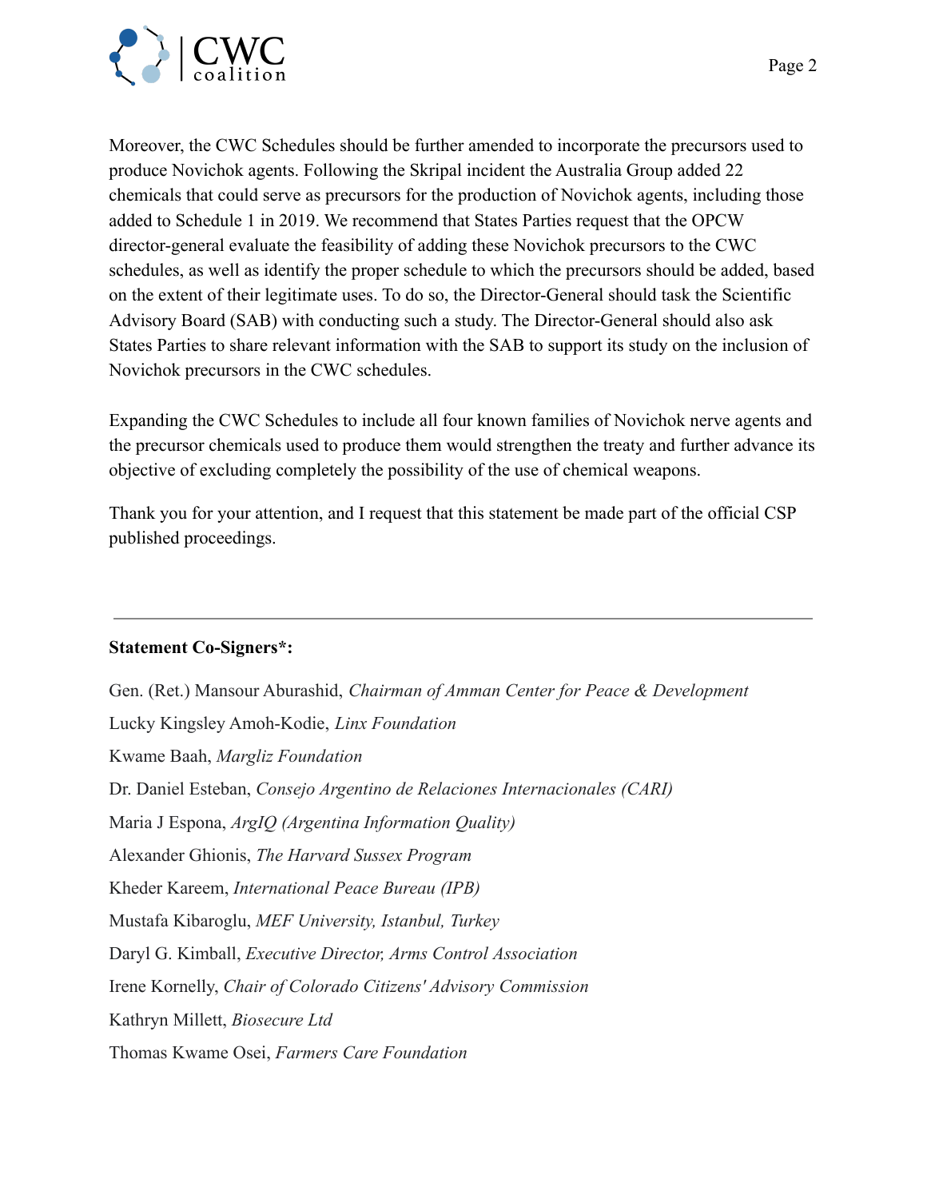Moreover, the CWC Schedules should be further amended to incorporate the precursors used to produce Novichok agents. Following the Skripal incident the Australia Group added 22 chemicals that could serve as precursors for the production of Novichok agents, including those added to Schedule 1 in 2019. We recommend that States Parties request that the OPCW director-general evaluate the feasibility of adding these Novichok precursors to the CWC schedules, as well as identify the proper schedule to which the precursors should be added, based on the extent of their legitimate uses. To do so, the Director-General should task the Scientific Advisory Board (SAB) with conducting such a study. The Director-General should also ask States Parties to share relevant information with the SAB to support its study on the inclusion of Novichok precursors in the CWC schedules.

Expanding the CWC Schedules to include all four known families of Novichok nerve agents and the precursor chemicals used to produce them would strengthen the treaty and further advance its objective of excluding completely the possibility of the use of chemical weapons.

Thank you for your attention, and I request that this statement be made part of the official CSP published proceedings.

---

**Statement Co-Signers*:**

Gen. (Ret.) Mansour Aburashid, *Chairman of Amman Center for Peace & Development*

Lucky Kingsley Amoh-Kodie, *Linx Foundation*

Kwame Baah, *Margliz Foundation*

Dr. Daniel Esteban, *Consejo Argentino de Relaciones Internacionales (CARI)*

Maria J Espona, *ArgIQ (Argentina Information Quality)*

Alexander Ghionis, *The Harvard Sussex Program*

Kheder Kareem, *International Peace Bureau (IPB)*

Mustafa Kibaroglu, *MEF University, Istanbul, Turkey*

Daryl G. Kimball, *Executive Director, Arms Control Association*

Irene Kornelly, *Chair of Colorado Citizens' Advisory Commission*

Kathryn Millett, *Biosecure Ltd*

Thomas Kwame Osei, *Farmers Care Foundation*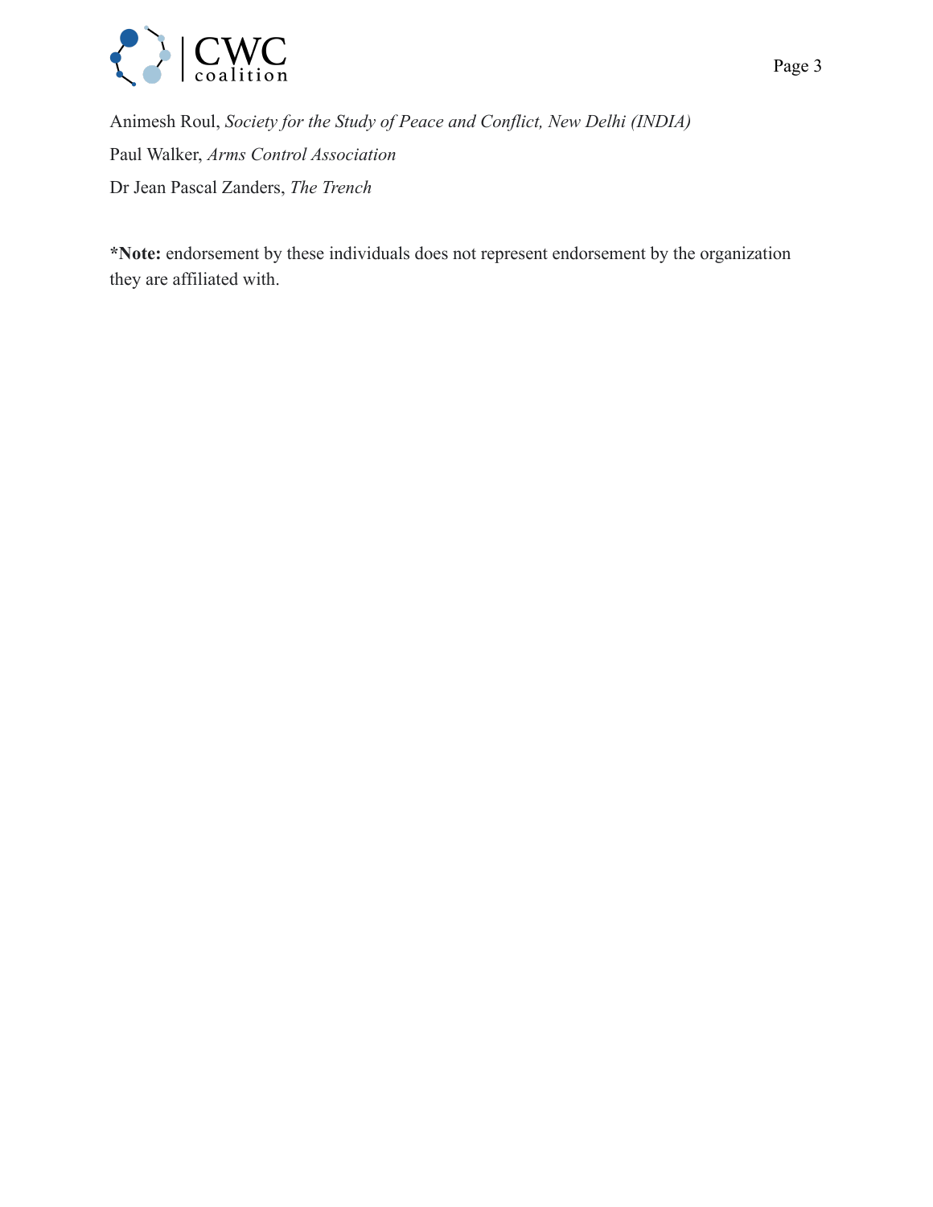Animesh Roul, *Society for the Study of Peace and Conflict, New Delhi (INDIA)*

Paul Walker, *Arms Control Association*

Dr Jean Pascal Zanders, *The Trench*

***Note:** endorsement by these individuals does not represent endorsement by the organization they are affiliated with.